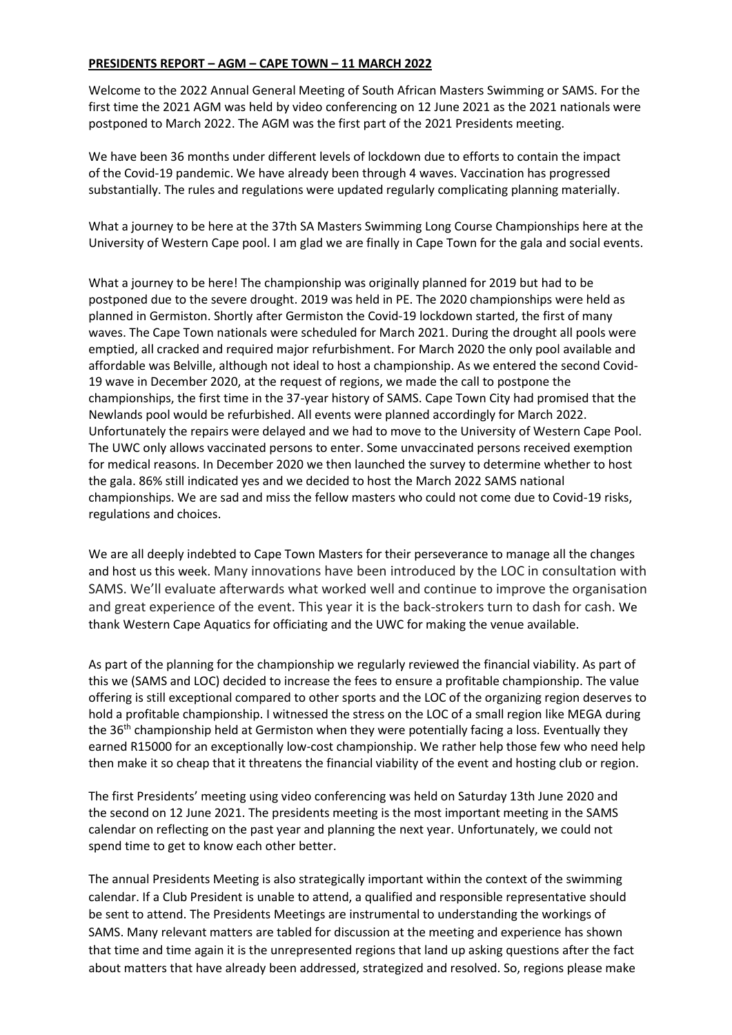**PRESIDENTS REPORT – AGM – CAPE TOWN – 11 MARCH 2022**

Welcome to the 2022 Annual General Meeting of South African Masters Swimming or SAMS. For the first time the 2021 AGM was held by video conferencing on 12 June 2021 as the 2021 nationals were postponed to March 2022. The AGM was the first part of the 2021 Presidents meeting.

We have been 36 months under different levels of lockdown due to efforts to contain the impact of the Covid-19 pandemic. We have already been through 4 waves. Vaccination has progressed substantially. The rules and regulations were updated regularly complicating planning materially.

What a journey to be here at the 37th SA Masters Swimming Long Course Championships here at the University of Western Cape pool. I am glad we are finally in Cape Town for the gala and social events.

What a journey to be here! The championship was originally planned for 2019 but had to be postponed due to the severe drought. 2019 was held in PE. The 2020 championships were held as planned in Germiston. Shortly after Germiston the Covid-19 lockdown started, the first of many waves. The Cape Town nationals were scheduled for March 2021. During the drought all pools were emptied, all cracked and required major refurbishment. For March 2020 the only pool available and affordable was Belville, although not ideal to host a championship. As we entered the second Covid-19 wave in December 2020, at the request of regions, we made the call to postpone the championships, the first time in the 37-year history of SAMS. Cape Town City had promised that the Newlands pool would be refurbished. All events were planned accordingly for March 2022. Unfortunately the repairs were delayed and we had to move to the University of Western Cape Pool. The UWC only allows vaccinated persons to enter. Some unvaccinated persons received exemption for medical reasons. In December 2020 we then launched the survey to determine whether to host the gala. 86% still indicated yes and we decided to host the March 2022 SAMS national championships. We are sad and miss the fellow masters who could not come due to Covid-19 risks, regulations and choices.

We are all deeply indebted to Cape Town Masters for their perseverance to manage all the changes and host us this week. Many innovations have been introduced by the LOC in consultation with SAMS. We'll evaluate afterwards what worked well and continue to improve the organisation and great experience of the event. This year it is the back-strokers turn to dash for cash. We thank Western Cape Aquatics for officiating and the UWC for making the venue available.

As part of the planning for the championship we regularly reviewed the financial viability. As part of this we (SAMS and LOC) decided to increase the fees to ensure a profitable championship. The value offering is still exceptional compared to other sports and the LOC of the organizing region deserves to hold a profitable championship. I witnessed the stress on the LOC of a small region like MEGA during the 36th championship held at Germiston when they were potentially facing a loss. Eventually they earned R15000 for an exceptionally low-cost championship. We rather help those few who need help then make it so cheap that it threatens the financial viability of the event and hosting club or region.

The first Presidents' meeting using video conferencing was held on Saturday 13th June 2020 and the second on 12 June 2021. The presidents meeting is the most important meeting in the SAMS calendar on reflecting on the past year and planning the next year. Unfortunately, we could not spend time to get to know each other better.

The annual Presidents Meeting is also strategically important within the context of the swimming calendar. If a Club President is unable to attend, a qualified and responsible representative should be sent to attend. The Presidents Meetings are instrumental to understanding the workings of SAMS. Many relevant matters are tabled for discussion at the meeting and experience has shown that time and time again it is the unrepresented regions that land up asking questions after the fact about matters that have already been addressed, strategized and resolved. So, regions please make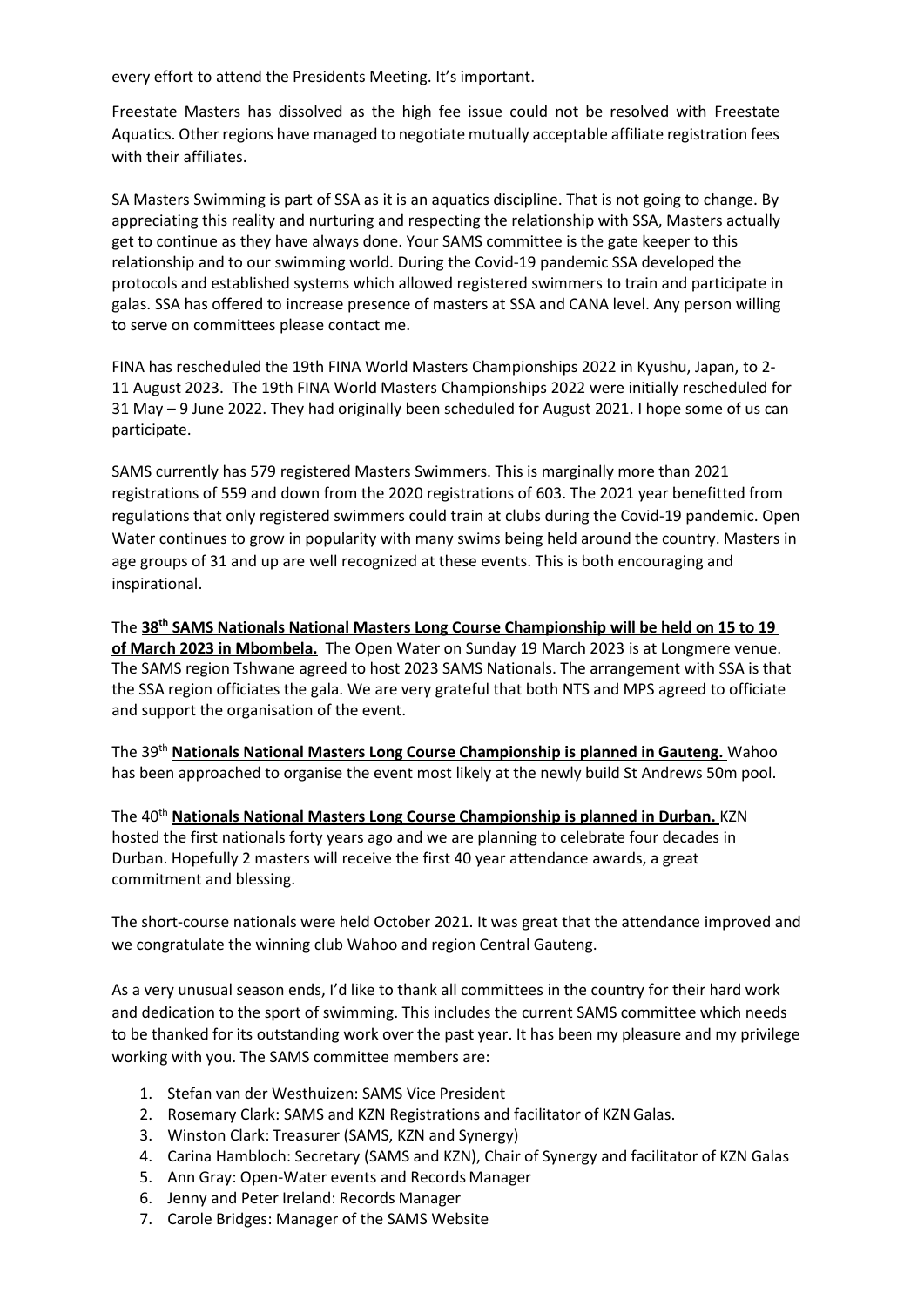every effort to attend the Presidents Meeting. It's important.

Freestate Masters has dissolved as the high fee issue could not be resolved with Freestate Aquatics. Other regions have managed to negotiate mutually acceptable affiliate registration fees with their affiliates.

SA Masters Swimming is part of SSA as it is an aquatics discipline. That is not going to change. By appreciating this reality and nurturing and respecting the relationship with SSA, Masters actually get to continue as they have always done. Your SAMS committee is the gate keeper to this relationship and to our swimming world. During the Covid-19 pandemic SSA developed the protocols and established systems which allowed registered swimmers to train and participate in galas. SSA has offered to increase presence of masters at SSA and CANA level. Any person willing to serve on committees please contact me.

FINA has rescheduled the 19th FINA World Masters Championships 2022 in Kyushu, Japan, to 2-11 August 2023. The 19th FINA World Masters Championships 2022 were initially rescheduled for 31 May – 9 June 2022. They had originally been scheduled for August 2021. I hope some of us can participate.

SAMS currently has 579 registered Masters Swimmers. This is marginally more than 2021 registrations of 559 and down from the 2020 registrations of 603. The 2021 year benefitted from regulations that only registered swimmers could train at clubs during the Covid-19 pandemic. Open Water continues to grow in popularity with many swims being held around the country. Masters in age groups of 31 and up are well recognized at these events. This is both encouraging and inspirational.

The **38th SAMS Nationals National Masters Long Course Championship will be held on 15 to 19 of March 2023 in Mbombela.** The Open Water on Sunday 19 March 2023 is at Longmere venue. The SAMS region Tshwane agreed to host 2023 SAMS Nationals. The arrangement with SSA is that the SSA region officiates the gala. We are very grateful that both NTS and MPS agreed to officiate and support the organisation of the event.

The 39th **Nationals National Masters Long Course Championship is planned in Gauteng.** Wahoo has been approached to organise the event most likely at the newly build St Andrews 50m pool.

The 40th **Nationals National Masters Long Course Championship is planned in Durban.** KZN hosted the first nationals forty years ago and we are planning to celebrate four decades in Durban. Hopefully 2 masters will receive the first 40 year attendance awards, a great commitment and blessing.

The short-course nationals were held October 2021. It was great that the attendance improved and we congratulate the winning club Wahoo and region Central Gauteng.

As a very unusual season ends, I'd like to thank all committees in the country for their hard work and dedication to the sport of swimming. This includes the current SAMS committee which needs to be thanked for its outstanding work over the past year. It has been my pleasure and my privilege working with you. The SAMS committee members are:

1. Stefan van der Westhuizen: SAMS Vice President
2. Rosemary Clark: SAMS and KZN Registrations and facilitator of KZN Galas.
3. Winston Clark: Treasurer (SAMS, KZN and Synergy)
4. Carina Hambloch: Secretary (SAMS and KZN), Chair of Synergy and facilitator of KZN Galas
5. Ann Gray: Open-Water events and Records Manager
6. Jenny and Peter Ireland: Records Manager
7. Carole Bridges: Manager of the SAMS Website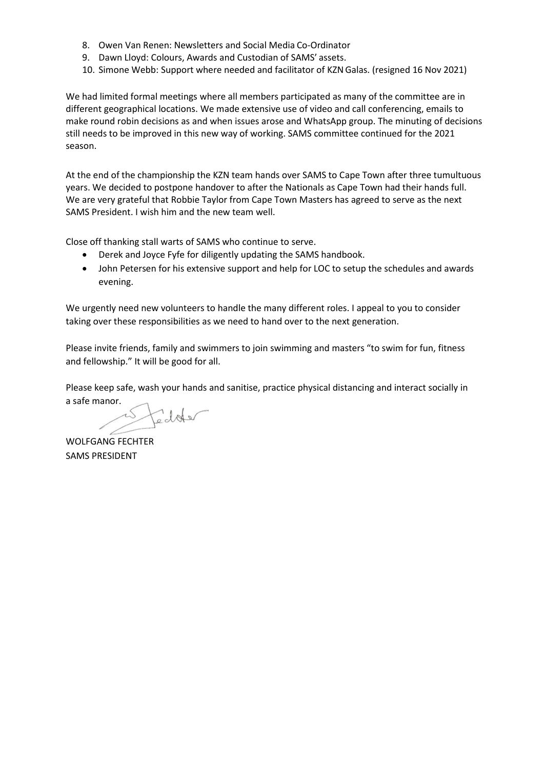8. Owen Van Renen: Newsletters and Social Media Co-Ordinator
9. Dawn Lloyd: Colours, Awards and Custodian of SAMS' assets.
10. Simone Webb: Support where needed and facilitator of KZN Galas. (resigned 16 Nov 2021)

We had limited formal meetings where all members participated as many of the committee are in different geographical locations. We made extensive use of video and call conferencing, emails to make round robin decisions as and when issues arose and WhatsApp group. The minuting of decisions still needs to be improved in this new way of working. SAMS committee continued for the 2021 season.

At the end of the championship the KZN team hands over SAMS to Cape Town after three tumultuous years. We decided to postpone handover to after the Nationals as Cape Town had their hands full. We are very grateful that Robbie Taylor from Cape Town Masters has agreed to serve as the next SAMS President. I wish him and the new team well.

Close off thanking stall warts of SAMS who continue to serve.

- Derek and Joyce Fyfe for diligently updating the SAMS handbook.
- John Petersen for his extensive support and help for LOC to setup the schedules and awards evening.

We urgently need new volunteers to handle the many different roles. I appeal to you to consider taking over these responsibilities as we need to hand over to the next generation.

Please invite friends, family and swimmers to join swimming and masters "to swim for fun, fitness and fellowship." It will be good for all.

Please keep safe, wash your hands and sanitise, practice physical distancing and interact socially in a safe manor.

WOLFGANG FECHTER
SAMS PRESIDENT